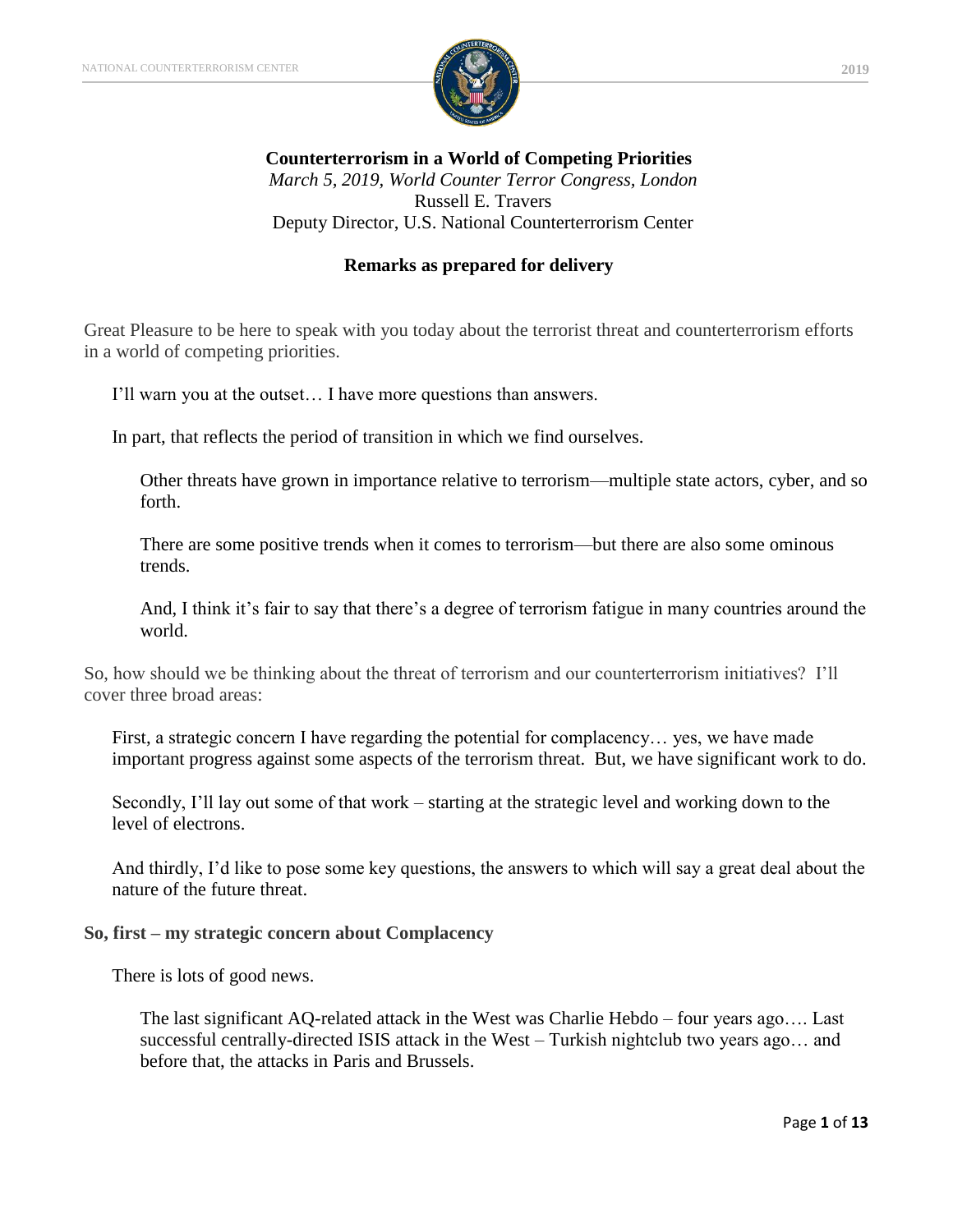**Counterterrorism in a World of Competing Priorities**

*March 5, 2019, World Counter Terror Congress, London*

Russell E. Travers

Deputy Director, U.S. National Counterterrorism Center

**Remarks as prepared for delivery**

Great Pleasure to be here to speak with you today about the terrorist threat and counterterrorism efforts in a world of competing priorities.

I'll warn you at the outset… I have more questions than answers.

In part, that reflects the period of transition in which we find ourselves.

Other threats have grown in importance relative to terrorism—multiple state actors, cyber, and so forth.

There are some positive trends when it comes to terrorism—but there are also some ominous trends.

And, I think it's fair to say that there's a degree of terrorism fatigue in many countries around the world.

So, how should we be thinking about the threat of terrorism and our counterterrorism initiatives? I'll cover three broad areas:

First, a strategic concern I have regarding the potential for complacency… yes, we have made important progress against some aspects of the terrorism threat. But, we have significant work to do.

Secondly, I'll lay out some of that work – starting at the strategic level and working down to the level of electrons.

And thirdly, I'd like to pose some key questions, the answers to which will say a great deal about the nature of the future threat.

**So, first – my strategic concern about Complacency**

There is lots of good news.

The last significant AQ-related attack in the West was Charlie Hebdo – four years ago…. Last successful centrally-directed ISIS attack in the West – Turkish nightclub two years ago… and before that, the attacks in Paris and Brussels.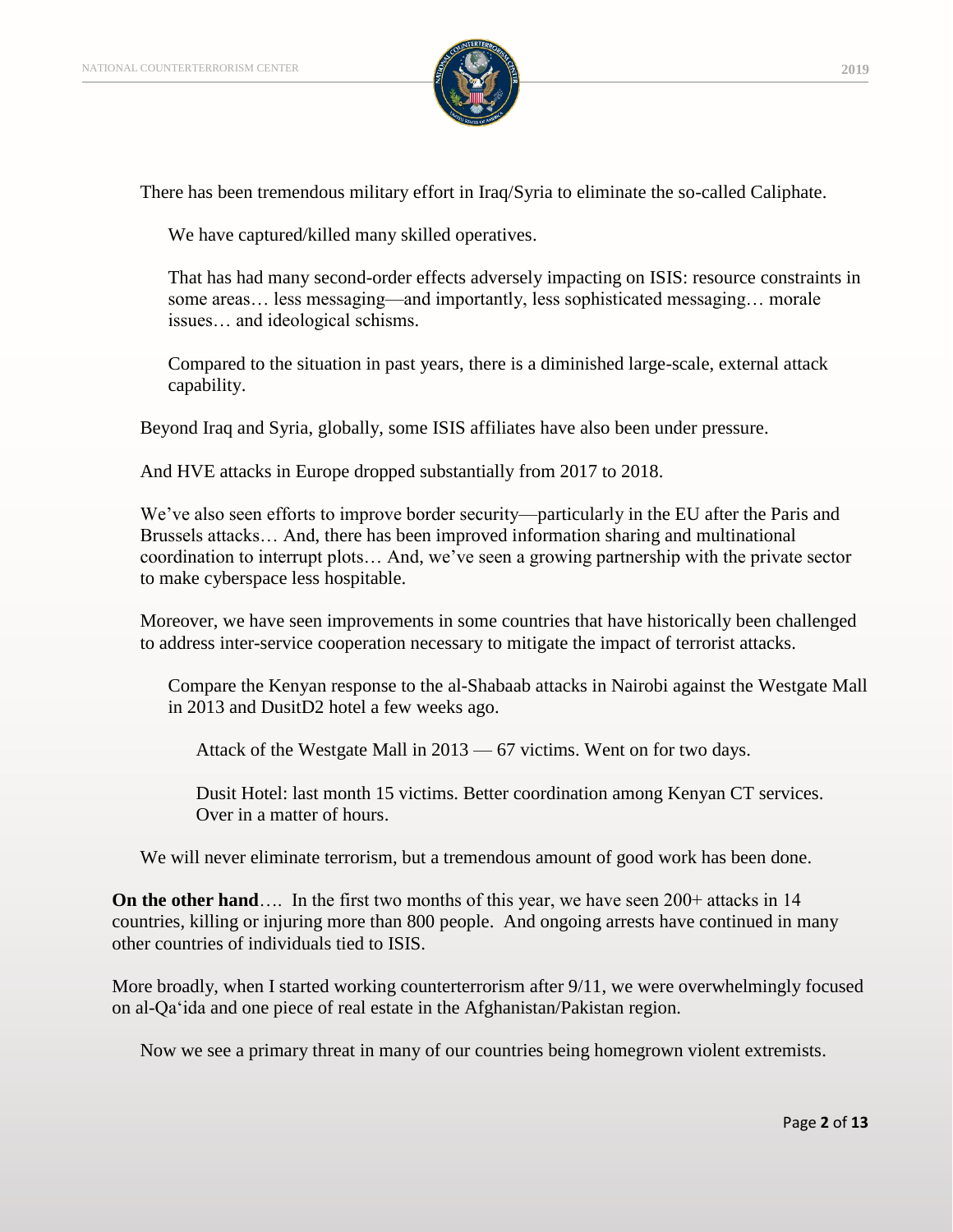There has been tremendous military effort in Iraq/Syria to eliminate the so-called Caliphate.

We have captured/killed many skilled operatives.

That has had many second-order effects adversely impacting on ISIS: resource constraints in some areas… less messaging—and importantly, less sophisticated messaging… morale issues… and ideological schisms.

Compared to the situation in past years, there is a diminished large-scale, external attack capability.

Beyond Iraq and Syria, globally, some ISIS affiliates have also been under pressure.

And HVE attacks in Europe dropped substantially from 2017 to 2018.

We've also seen efforts to improve border security—particularly in the EU after the Paris and Brussels attacks… And, there has been improved information sharing and multinational coordination to interrupt plots… And, we've seen a growing partnership with the private sector to make cyberspace less hospitable.

Moreover, we have seen improvements in some countries that have historically been challenged to address inter-service cooperation necessary to mitigate the impact of terrorist attacks.

Compare the Kenyan response to the al-Shabaab attacks in Nairobi against the Westgate Mall in 2013 and DusitD2 hotel a few weeks ago.

Attack of the Westgate Mall in 2013 — 67 victims. Went on for two days.

Dusit Hotel: last month 15 victims. Better coordination among Kenyan CT services. Over in a matter of hours.

We will never eliminate terrorism, but a tremendous amount of good work has been done.

**On the other hand**…. In the first two months of this year, we have seen 200+ attacks in 14 countries, killing or injuring more than 800 people. And ongoing arrests have continued in many other countries of individuals tied to ISIS.

More broadly, when I started working counterterrorism after 9/11, we were overwhelmingly focused on al-Qa'ida and one piece of real estate in the Afghanistan/Pakistan region.

Now we see a primary threat in many of our countries being homegrown violent extremists.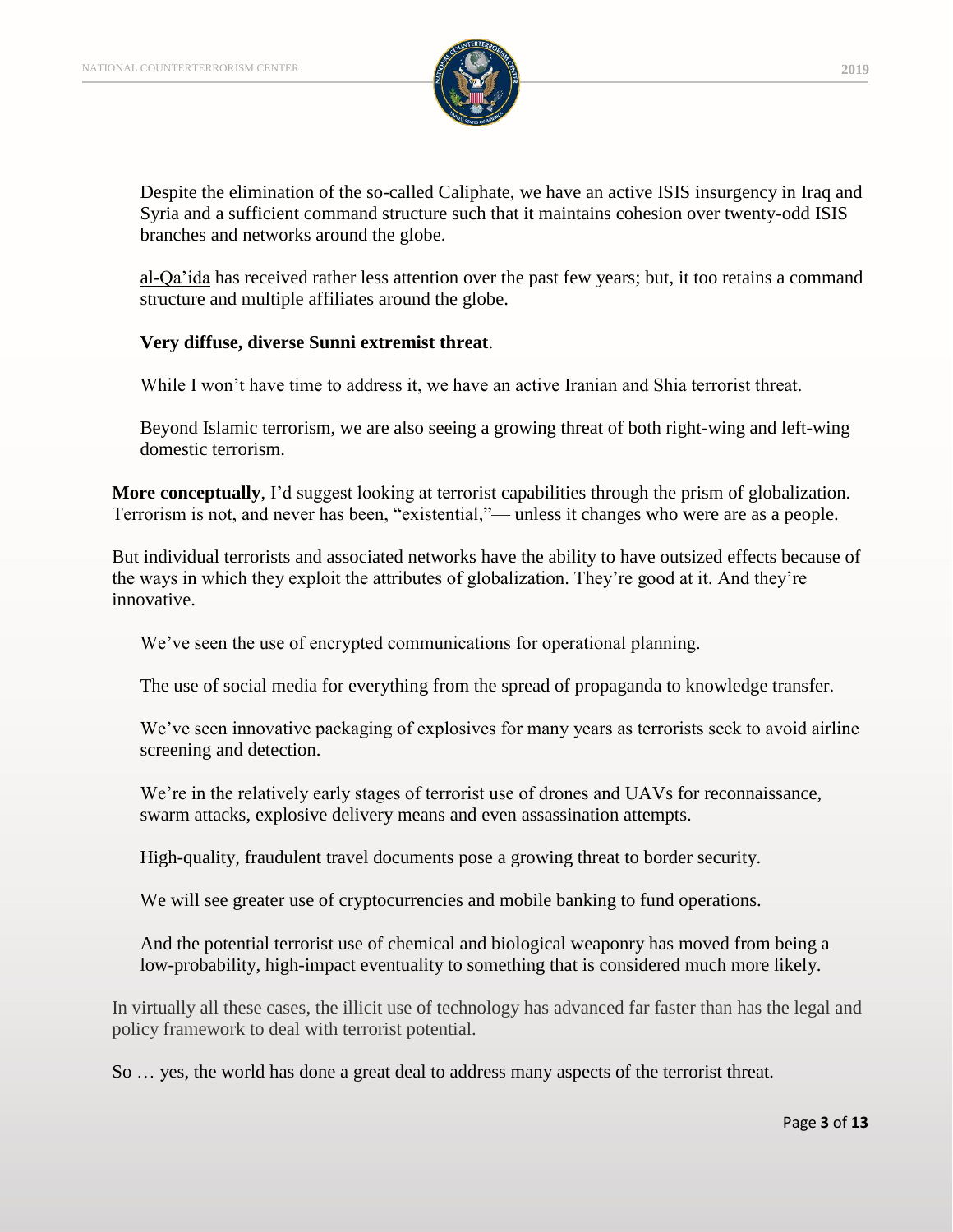Despite the elimination of the so-called Caliphate, we have an active ISIS insurgency in Iraq and Syria and a sufficient command structure such that it maintains cohesion over twenty-odd ISIS branches and networks around the globe.

al-Qa'ida has received rather less attention over the past few years; but, it too retains a command structure and multiple affiliates around the globe.

**Very diffuse, diverse Sunni extremist threat**.

While I won't have time to address it, we have an active Iranian and Shia terrorist threat.

Beyond Islamic terrorism, we are also seeing a growing threat of both right-wing and left-wing domestic terrorism.

**More conceptually**, I'd suggest looking at terrorist capabilities through the prism of globalization. Terrorism is not, and never has been, "existential,"— unless it changes who were are as a people.

But individual terrorists and associated networks have the ability to have outsized effects because of the ways in which they exploit the attributes of globalization. They're good at it. And they're innovative.

We've seen the use of encrypted communications for operational planning.

The use of social media for everything from the spread of propaganda to knowledge transfer.

We've seen innovative packaging of explosives for many years as terrorists seek to avoid airline screening and detection.

We're in the relatively early stages of terrorist use of drones and UAVs for reconnaissance, swarm attacks, explosive delivery means and even assassination attempts.

High-quality, fraudulent travel documents pose a growing threat to border security.

We will see greater use of cryptocurrencies and mobile banking to fund operations.

And the potential terrorist use of chemical and biological weaponry has moved from being a low-probability, high-impact eventuality to something that is considered much more likely.

In virtually all these cases, the illicit use of technology has advanced far faster than has the legal and policy framework to deal with terrorist potential.

So … yes, the world has done a great deal to address many aspects of the terrorist threat.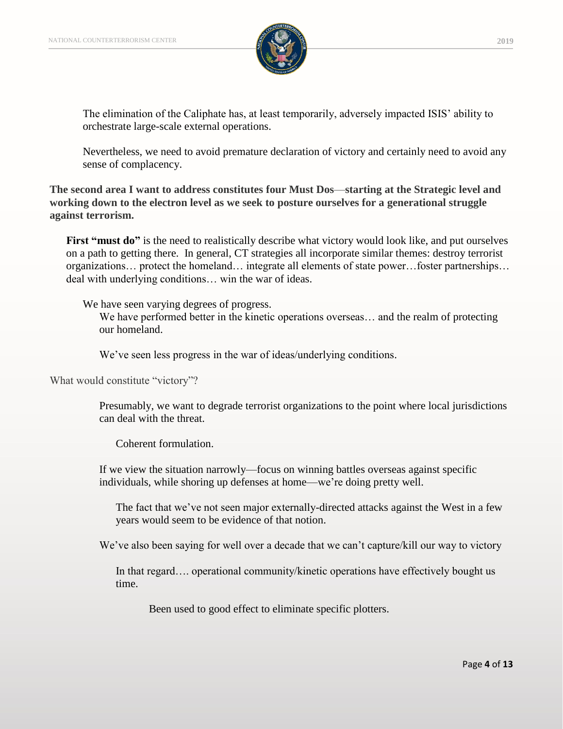The elimination of the Caliphate has, at least temporarily, adversely impacted ISIS' ability to orchestrate large-scale external operations.

Nevertheless, we need to avoid premature declaration of victory and certainly need to avoid any sense of complacency.

**The second area I want to address constitutes four Must Dos—starting at the Strategic level and working down to the electron level as we seek to posture ourselves for a generational struggle against terrorism.**

**First "must do"** is the need to realistically describe what victory would look like, and put ourselves on a path to getting there. In general, CT strategies all incorporate similar themes: destroy terrorist organizations… protect the homeland… integrate all elements of state power…foster partnerships… deal with underlying conditions… win the war of ideas.

We have seen varying degrees of progress.

We have performed better in the kinetic operations overseas… and the realm of protecting our homeland.

We've seen less progress in the war of ideas/underlying conditions.

What would constitute "victory"?

Presumably, we want to degrade terrorist organizations to the point where local jurisdictions can deal with the threat.

Coherent formulation.

If we view the situation narrowly—focus on winning battles overseas against specific individuals, while shoring up defenses at home—we're doing pretty well.

The fact that we've not seen major externally-directed attacks against the West in a few years would seem to be evidence of that notion.

We've also been saying for well over a decade that we can't capture/kill our way to victory

In that regard…. operational community/kinetic operations have effectively bought us time.

Been used to good effect to eliminate specific plotters.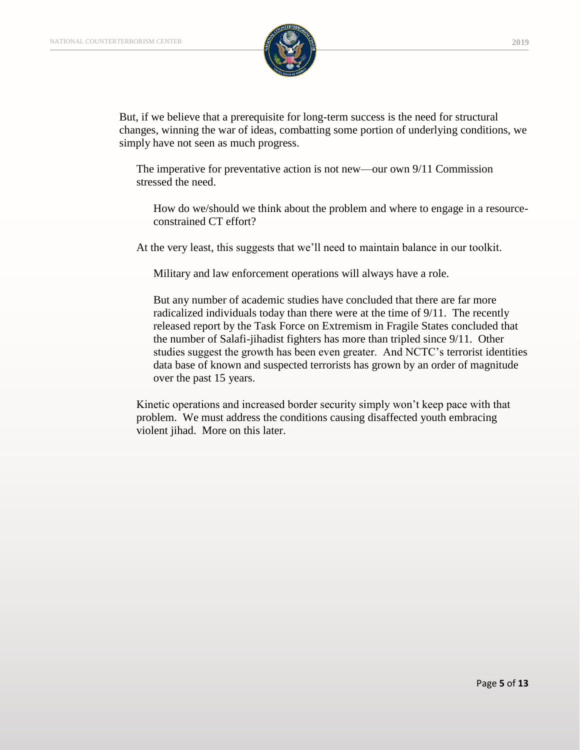But, if we believe that a prerequisite for long-term success is the need for structural changes, winning the war of ideas, combatting some portion of underlying conditions, we simply have not seen as much progress.

The imperative for preventative action is not new—our own 9/11 Commission stressed the need.

How do we/should we think about the problem and where to engage in a resource-constrained CT effort?

At the very least, this suggests that we'll need to maintain balance in our toolkit.

Military and law enforcement operations will always have a role.

But any number of academic studies have concluded that there are far more radicalized individuals today than there were at the time of 9/11. The recently released report by the Task Force on Extremism in Fragile States concluded that the number of Salafi-jihadist fighters has more than tripled since 9/11. Other studies suggest the growth has been even greater. And NCTC's terrorist identities data base of known and suspected terrorists has grown by an order of magnitude over the past 15 years.

Kinetic operations and increased border security simply won't keep pace with that problem. We must address the conditions causing disaffected youth embracing violent jihad. More on this later.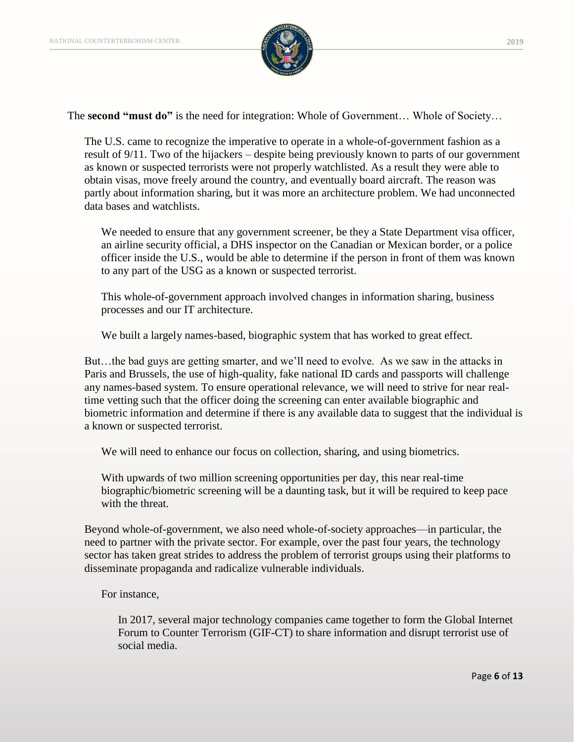The **second "must do"** is the need for integration: Whole of Government… Whole of Society…

The U.S. came to recognize the imperative to operate in a whole-of-government fashion as a result of 9/11. Two of the hijackers – despite being previously known to parts of our government as known or suspected terrorists were not properly watchlisted. As a result they were able to obtain visas, move freely around the country, and eventually board aircraft. The reason was partly about information sharing, but it was more an architecture problem. We had unconnected data bases and watchlists.

We needed to ensure that any government screener, be they a State Department visa officer, an airline security official, a DHS inspector on the Canadian or Mexican border, or a police officer inside the U.S., would be able to determine if the person in front of them was known to any part of the USG as a known or suspected terrorist.

This whole-of-government approach involved changes in information sharing, business processes and our IT architecture.

We built a largely names-based, biographic system that has worked to great effect.

But…the bad guys are getting smarter, and we'll need to evolve. As we saw in the attacks in Paris and Brussels, the use of high-quality, fake national ID cards and passports will challenge any names-based system. To ensure operational relevance, we will need to strive for near real-time vetting such that the officer doing the screening can enter available biographic and biometric information and determine if there is any available data to suggest that the individual is a known or suspected terrorist.

We will need to enhance our focus on collection, sharing, and using biometrics.

With upwards of two million screening opportunities per day, this near real-time biographic/biometric screening will be a daunting task, but it will be required to keep pace with the threat.

Beyond whole-of-government, we also need whole-of-society approaches—in particular, the need to partner with the private sector. For example, over the past four years, the technology sector has taken great strides to address the problem of terrorist groups using their platforms to disseminate propaganda and radicalize vulnerable individuals.

For instance,

In 2017, several major technology companies came together to form the Global Internet Forum to Counter Terrorism (GIF-CT) to share information and disrupt terrorist use of social media.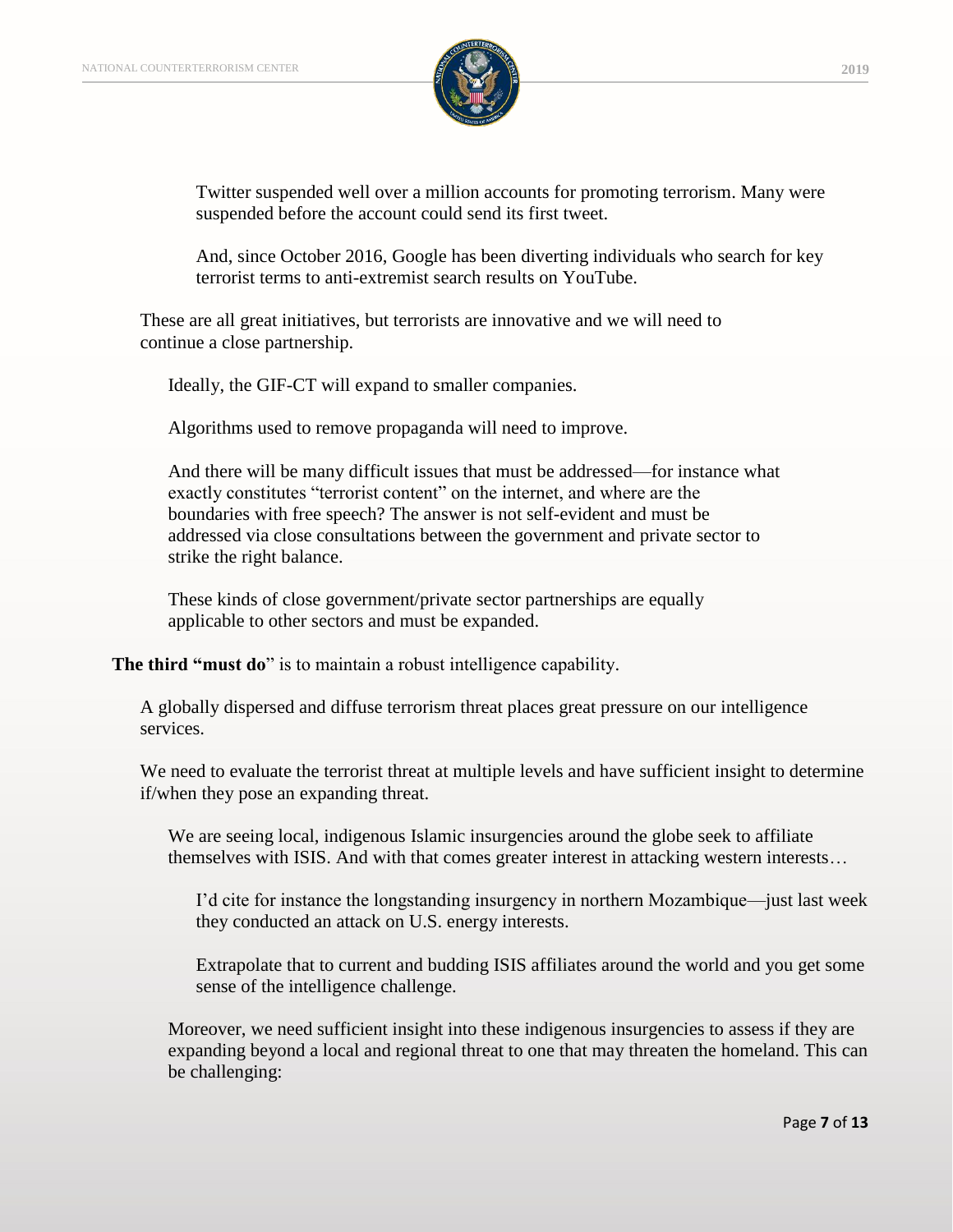Twitter suspended well over a million accounts for promoting terrorism. Many were suspended before the account could send its first tweet.

And, since October 2016, Google has been diverting individuals who search for key terrorist terms to anti-extremist search results on YouTube.

These are all great initiatives, but terrorists are innovative and we will need to continue a close partnership.

Ideally, the GIF-CT will expand to smaller companies.

Algorithms used to remove propaganda will need to improve.

And there will be many difficult issues that must be addressed—for instance what exactly constitutes "terrorist content" on the internet, and where are the boundaries with free speech? The answer is not self-evident and must be addressed via close consultations between the government and private sector to strike the right balance.

These kinds of close government/private sector partnerships are equally applicable to other sectors and must be expanded.

**The third "must do**" is to maintain a robust intelligence capability.

A globally dispersed and diffuse terrorism threat places great pressure on our intelligence services.

We need to evaluate the terrorist threat at multiple levels and have sufficient insight to determine if/when they pose an expanding threat.

We are seeing local, indigenous Islamic insurgencies around the globe seek to affiliate themselves with ISIS. And with that comes greater interest in attacking western interests…

I'd cite for instance the longstanding insurgency in northern Mozambique—just last week they conducted an attack on U.S. energy interests.

Extrapolate that to current and budding ISIS affiliates around the world and you get some sense of the intelligence challenge.

Moreover, we need sufficient insight into these indigenous insurgencies to assess if they are expanding beyond a local and regional threat to one that may threaten the homeland. This can be challenging: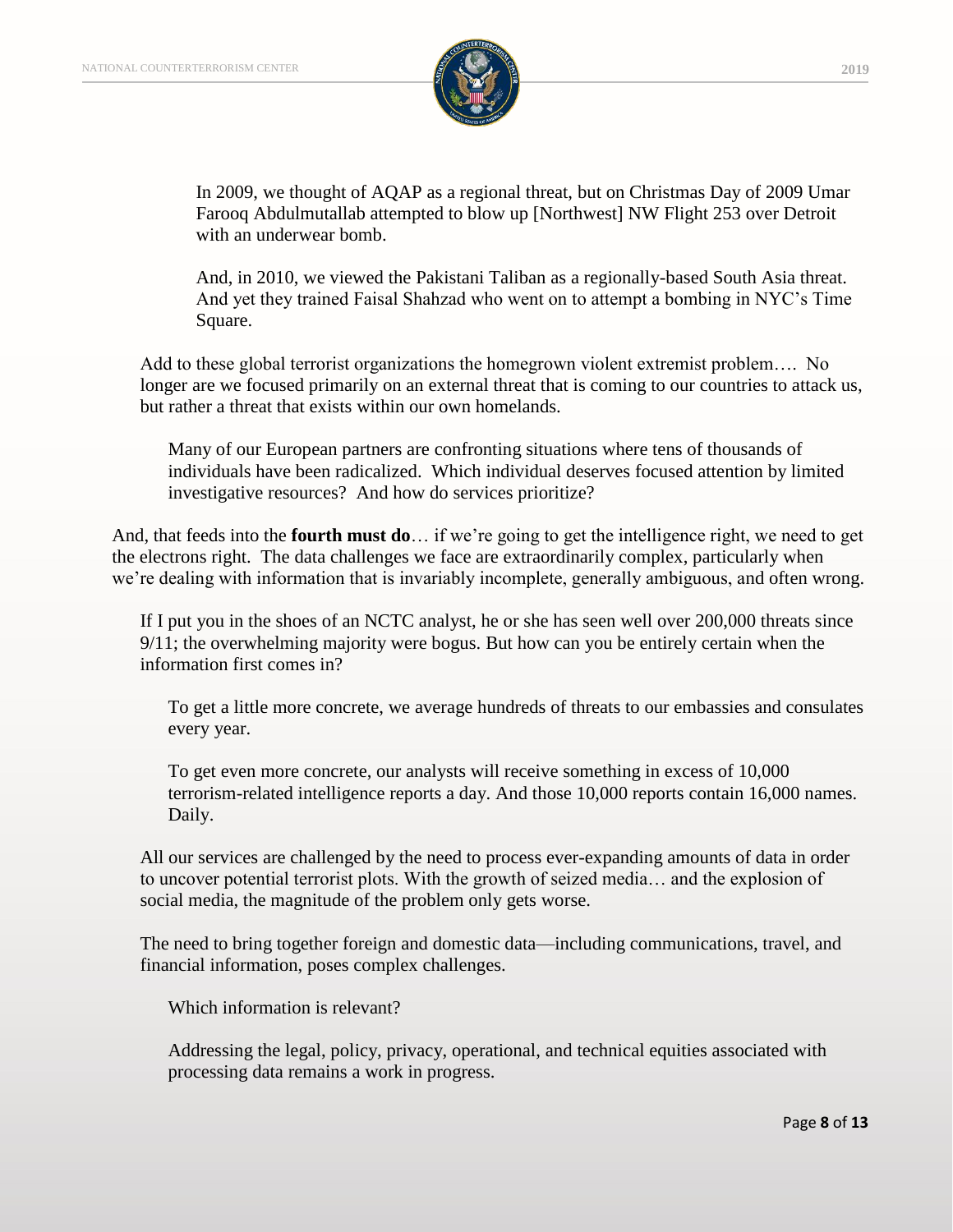In 2009, we thought of AQAP as a regional threat, but on Christmas Day of 2009 Umar Farooq Abdulmutallab attempted to blow up [Northwest] NW Flight 253 over Detroit with an underwear bomb.

And, in 2010, we viewed the Pakistani Taliban as a regionally-based South Asia threat. And yet they trained Faisal Shahzad who went on to attempt a bombing in NYC's Time Square.

Add to these global terrorist organizations the homegrown violent extremist problem…. No longer are we focused primarily on an external threat that is coming to our countries to attack us, but rather a threat that exists within our own homelands.

Many of our European partners are confronting situations where tens of thousands of individuals have been radicalized. Which individual deserves focused attention by limited investigative resources? And how do services prioritize?

And, that feeds into the **fourth must do**… if we're going to get the intelligence right, we need to get the electrons right. The data challenges we face are extraordinarily complex, particularly when we're dealing with information that is invariably incomplete, generally ambiguous, and often wrong.

If I put you in the shoes of an NCTC analyst, he or she has seen well over 200,000 threats since 9/11; the overwhelming majority were bogus. But how can you be entirely certain when the information first comes in?

To get a little more concrete, we average hundreds of threats to our embassies and consulates every year.

To get even more concrete, our analysts will receive something in excess of 10,000 terrorism-related intelligence reports a day. And those 10,000 reports contain 16,000 names. Daily.

All our services are challenged by the need to process ever-expanding amounts of data in order to uncover potential terrorist plots. With the growth of seized media… and the explosion of social media, the magnitude of the problem only gets worse.

The need to bring together foreign and domestic data—including communications, travel, and financial information, poses complex challenges.

Which information is relevant?

Addressing the legal, policy, privacy, operational, and technical equities associated with processing data remains a work in progress.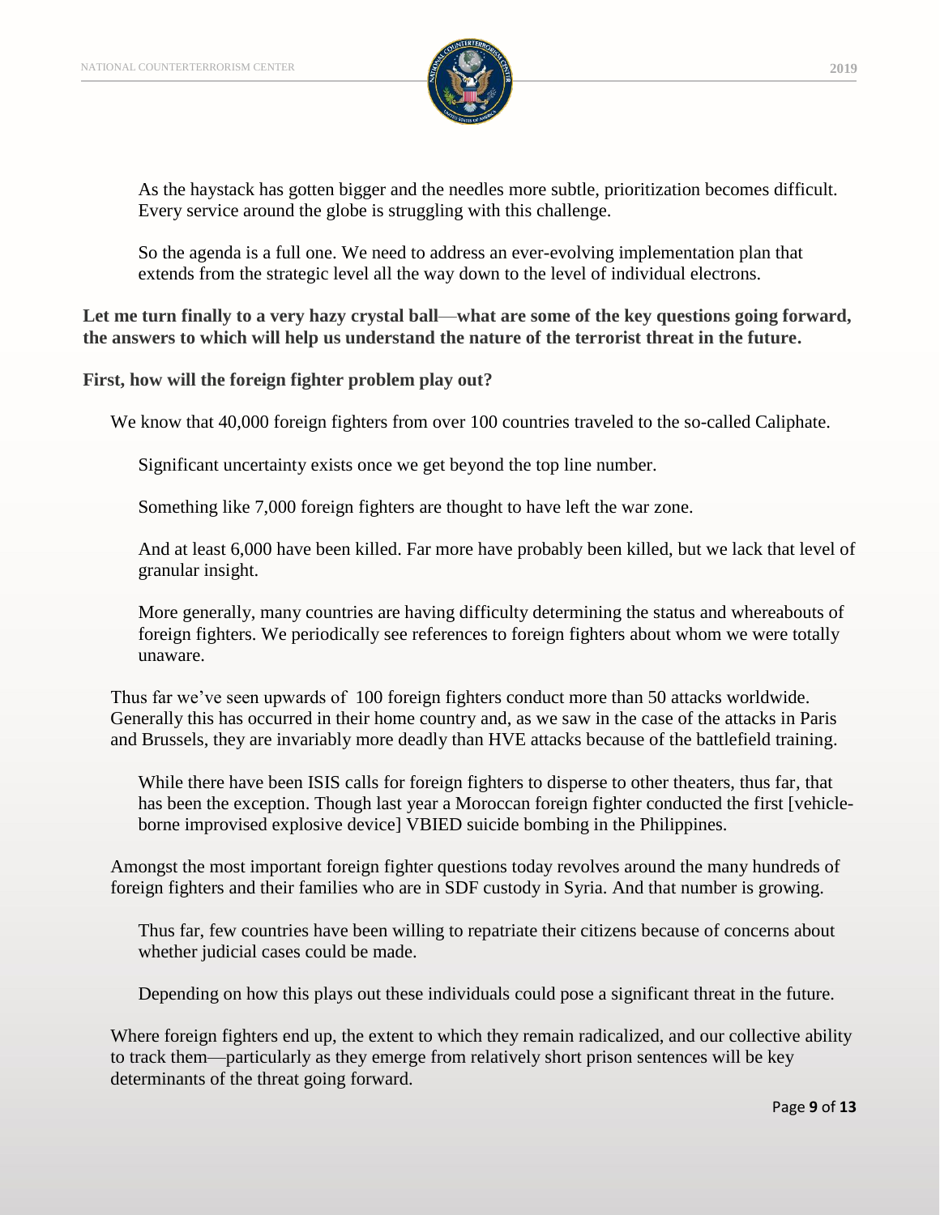As the haystack has gotten bigger and the needles more subtle, prioritization becomes difficult. Every service around the globe is struggling with this challenge.

So the agenda is a full one. We need to address an ever-evolving implementation plan that extends from the strategic level all the way down to the level of individual electrons.

**Let me turn finally to a very hazy crystal ball—what are some of the key questions going forward, the answers to which will help us understand the nature of the terrorist threat in the future.**

**First, how will the foreign fighter problem play out?**

We know that 40,000 foreign fighters from over 100 countries traveled to the so-called Caliphate.

Significant uncertainty exists once we get beyond the top line number.

Something like 7,000 foreign fighters are thought to have left the war zone.

And at least 6,000 have been killed. Far more have probably been killed, but we lack that level of granular insight.

More generally, many countries are having difficulty determining the status and whereabouts of foreign fighters. We periodically see references to foreign fighters about whom we were totally unaware.

Thus far we've seen upwards of 100 foreign fighters conduct more than 50 attacks worldwide. Generally this has occurred in their home country and, as we saw in the case of the attacks in Paris and Brussels, they are invariably more deadly than HVE attacks because of the battlefield training.

While there have been ISIS calls for foreign fighters to disperse to other theaters, thus far, that has been the exception. Though last year a Moroccan foreign fighter conducted the first [vehicle-borne improvised explosive device] VBIED suicide bombing in the Philippines.

Amongst the most important foreign fighter questions today revolves around the many hundreds of foreign fighters and their families who are in SDF custody in Syria. And that number is growing.

Thus far, few countries have been willing to repatriate their citizens because of concerns about whether judicial cases could be made.

Depending on how this plays out these individuals could pose a significant threat in the future.

Where foreign fighters end up, the extent to which they remain radicalized, and our collective ability to track them—particularly as they emerge from relatively short prison sentences will be key determinants of the threat going forward.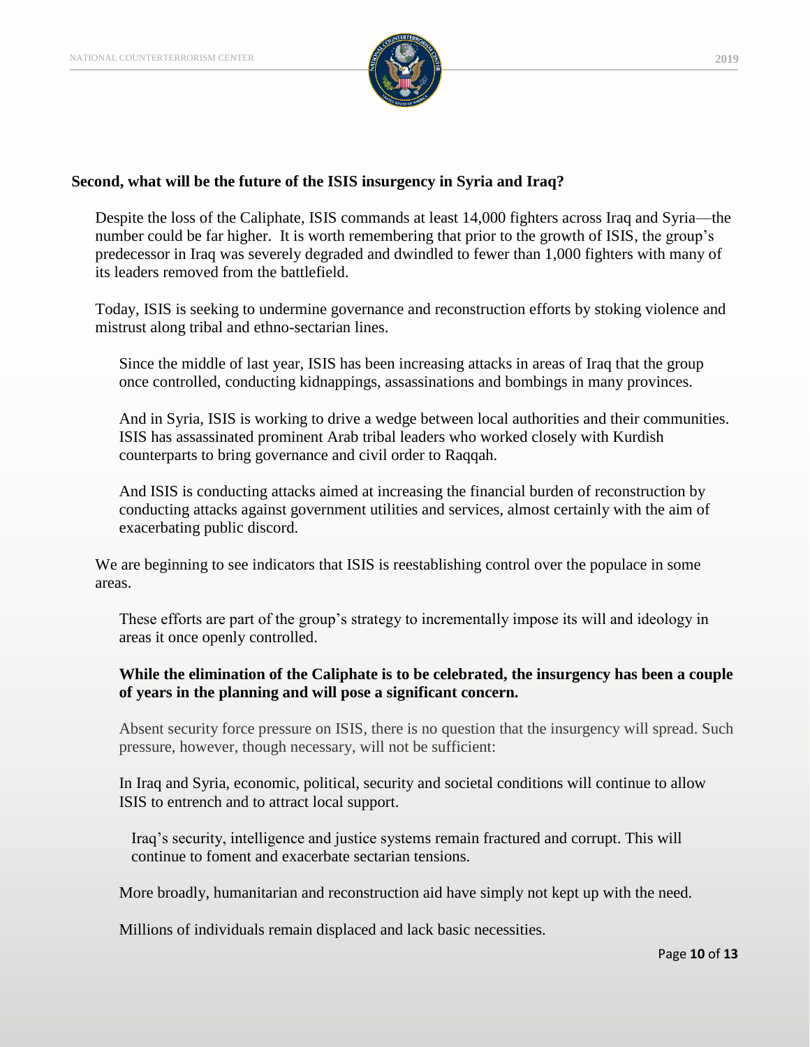**Second, what will be the future of the ISIS insurgency in Syria and Iraq?**

Despite the loss of the Caliphate, ISIS commands at least 14,000 fighters across Iraq and Syria—the number could be far higher. It is worth remembering that prior to the growth of ISIS, the group's predecessor in Iraq was severely degraded and dwindled to fewer than 1,000 fighters with many of its leaders removed from the battlefield.

Today, ISIS is seeking to undermine governance and reconstruction efforts by stoking violence and mistrust along tribal and ethno-sectarian lines.

Since the middle of last year, ISIS has been increasing attacks in areas of Iraq that the group once controlled, conducting kidnappings, assassinations and bombings in many provinces.

And in Syria, ISIS is working to drive a wedge between local authorities and their communities. ISIS has assassinated prominent Arab tribal leaders who worked closely with Kurdish counterparts to bring governance and civil order to Raqqah.

And ISIS is conducting attacks aimed at increasing the financial burden of reconstruction by conducting attacks against government utilities and services, almost certainly with the aim of exacerbating public discord.

We are beginning to see indicators that ISIS is reestablishing control over the populace in some areas.

These efforts are part of the group's strategy to incrementally impose its will and ideology in areas it once openly controlled.

**While the elimination of the Caliphate is to be celebrated, the insurgency has been a couple of years in the planning and will pose a significant concern.**

Absent security force pressure on ISIS, there is no question that the insurgency will spread. Such pressure, however, though necessary, will not be sufficient:

In Iraq and Syria, economic, political, security and societal conditions will continue to allow ISIS to entrench and to attract local support.

Iraq's security, intelligence and justice systems remain fractured and corrupt. This will continue to foment and exacerbate sectarian tensions.

More broadly, humanitarian and reconstruction aid have simply not kept up with the need.

Millions of individuals remain displaced and lack basic necessities.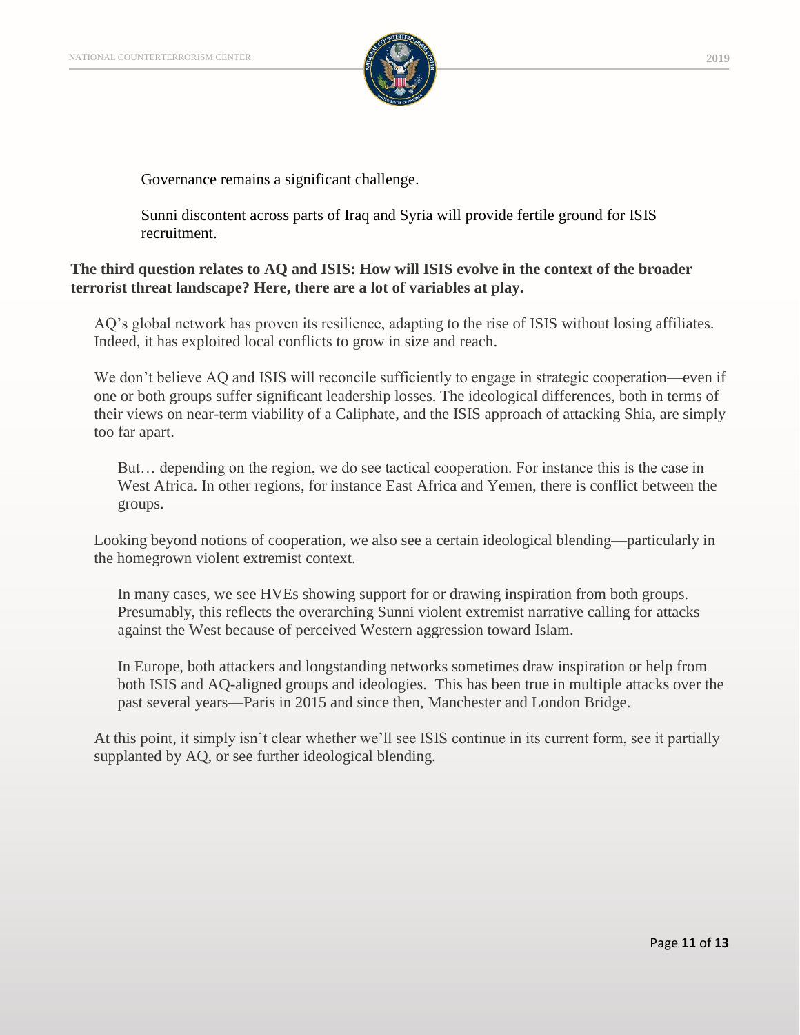Governance remains a significant challenge.

Sunni discontent across parts of Iraq and Syria will provide fertile ground for ISIS recruitment.

**The third question relates to AQ and ISIS: How will ISIS evolve in the context of the broader terrorist threat landscape? Here, there are a lot of variables at play.**

AQ's global network has proven its resilience, adapting to the rise of ISIS without losing affiliates. Indeed, it has exploited local conflicts to grow in size and reach.

We don't believe AQ and ISIS will reconcile sufficiently to engage in strategic cooperation—even if one or both groups suffer significant leadership losses. The ideological differences, both in terms of their views on near-term viability of a Caliphate, and the ISIS approach of attacking Shia, are simply too far apart.

But… depending on the region, we do see tactical cooperation. For instance this is the case in West Africa. In other regions, for instance East Africa and Yemen, there is conflict between the groups.

Looking beyond notions of cooperation, we also see a certain ideological blending—particularly in the homegrown violent extremist context.

In many cases, we see HVEs showing support for or drawing inspiration from both groups. Presumably, this reflects the overarching Sunni violent extremist narrative calling for attacks against the West because of perceived Western aggression toward Islam.

In Europe, both attackers and longstanding networks sometimes draw inspiration or help from both ISIS and AQ-aligned groups and ideologies. This has been true in multiple attacks over the past several years—Paris in 2015 and since then, Manchester and London Bridge.

At this point, it simply isn't clear whether we'll see ISIS continue in its current form, see it partially supplanted by AQ, or see further ideological blending.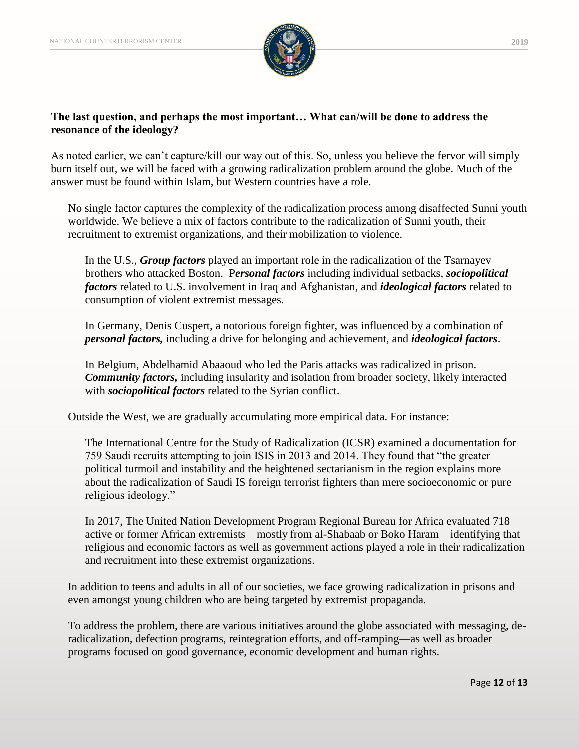**The last question, and perhaps the most important… What can/will be done to address the resonance of the ideology?**

As noted earlier, we can't capture/kill our way out of this. So, unless you believe the fervor will simply burn itself out, we will be faced with a growing radicalization problem around the globe. Much of the answer must be found within Islam, but Western countries have a role.

No single factor captures the complexity of the radicalization process among disaffected Sunni youth worldwide. We believe a mix of factors contribute to the radicalization of Sunni youth, their recruitment to extremist organizations, and their mobilization to violence.

In the U.S., ***Group factors*** played an important role in the radicalization of the Tsarnayev brothers who attacked Boston. P***ersonal factors*** including individual setbacks, ***sociopolitical factors*** related to U.S. involvement in Iraq and Afghanistan, and ***ideological factors*** related to consumption of violent extremist messages.

In Germany, Denis Cuspert, a notorious foreign fighter, was influenced by a combination of ***personal factors,*** including a drive for belonging and achievement, and ***ideological factors***.

In Belgium, Abdelhamid Abaaoud who led the Paris attacks was radicalized in prison. ***Community factors,*** including insularity and isolation from broader society, likely interacted with ***sociopolitical factors*** related to the Syrian conflict.

Outside the West, we are gradually accumulating more empirical data. For instance:

The International Centre for the Study of Radicalization (ICSR) examined a documentation for 759 Saudi recruits attempting to join ISIS in 2013 and 2014. They found that "the greater political turmoil and instability and the heightened sectarianism in the region explains more about the radicalization of Saudi IS foreign terrorist fighters than mere socioeconomic or pure religious ideology."

In 2017, The United Nation Development Program Regional Bureau for Africa evaluated 718 active or former African extremists—mostly from al-Shabaab or Boko Haram—identifying that religious and economic factors as well as government actions played a role in their radicalization and recruitment into these extremist organizations.

In addition to teens and adults in all of our societies, we face growing radicalization in prisons and even amongst young children who are being targeted by extremist propaganda.

To address the problem, there are various initiatives around the globe associated with messaging, de-radicalization, defection programs, reintegration efforts, and off-ramping—as well as broader programs focused on good governance, economic development and human rights.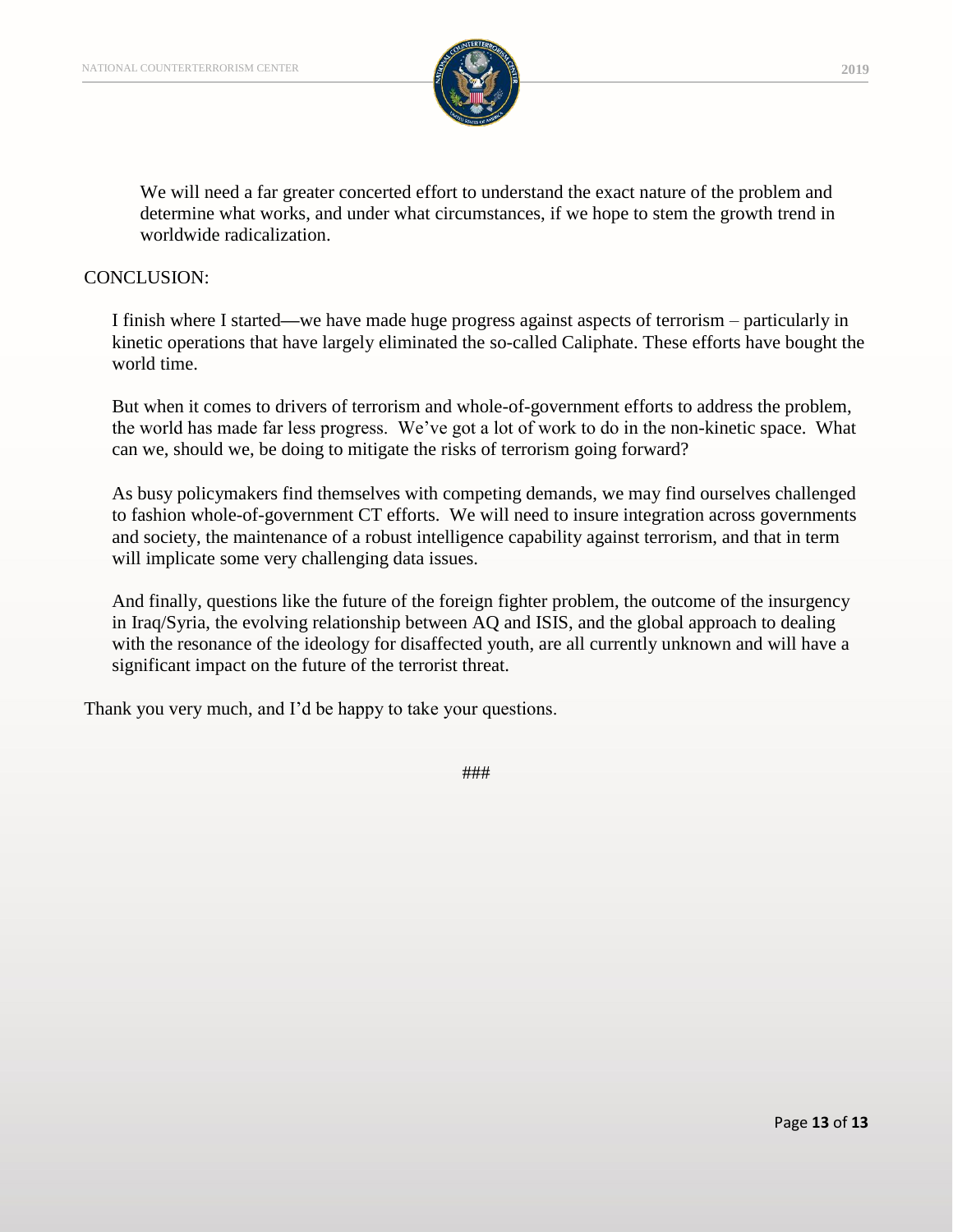We will need a far greater concerted effort to understand the exact nature of the problem and determine what works, and under what circumstances, if we hope to stem the growth trend in worldwide radicalization.

CONCLUSION:

I finish where I started—we have made huge progress against aspects of terrorism – particularly in kinetic operations that have largely eliminated the so-called Caliphate. These efforts have bought the world time.

But when it comes to drivers of terrorism and whole-of-government efforts to address the problem, the world has made far less progress. We've got a lot of work to do in the non-kinetic space. What can we, should we, be doing to mitigate the risks of terrorism going forward?

As busy policymakers find themselves with competing demands, we may find ourselves challenged to fashion whole-of-government CT efforts. We will need to insure integration across governments and society, the maintenance of a robust intelligence capability against terrorism, and that in term will implicate some very challenging data issues.

And finally, questions like the future of the foreign fighter problem, the outcome of the insurgency in Iraq/Syria, the evolving relationship between AQ and ISIS, and the global approach to dealing with the resonance of the ideology for disaffected youth, are all currently unknown and will have a significant impact on the future of the terrorist threat.

Thank you very much, and I'd be happy to take your questions.

###